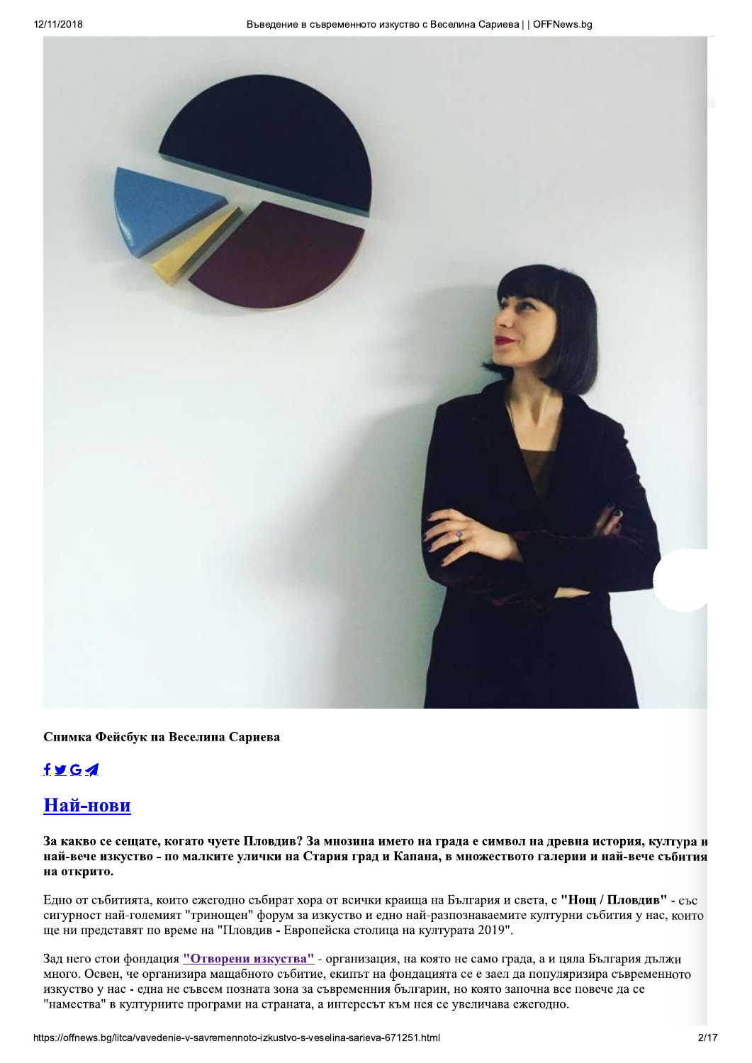**Снимка Фейсбук на Веселина Сариева**

## Най-нови

**За какво се сещате, когато чуете Пловдив? За мнозина името на града е символ на древна история, култура и най-вече изкуство - по малките улички на Стария град и Капана, в множеството галерии и най-вече събития на открито.**

Едно от събитията, които ежегодно събират хора от всички краища на България и света, е **"Нощ / Пловдив"** - със сигурност най-големият "триногщен" форум за изкуство и едно най-разпознаваемите културни събития у нас, които ще ни представят по време на "Пловдив - Европейска столица на културата 2019".

Зад него стои фондация **"Отворени изкуства"** - организация, на която не само града, а и цяла България дължи много. Освен, че организира мащабното събитие, екипът на фондацията се е заел да популяризира съвременното изкуство у нас - една не съвсем позната зона за съвременния българин, но която започна все повече да се "намества" в културните програми на страната, а интересът към нея се увеличава ежегодно.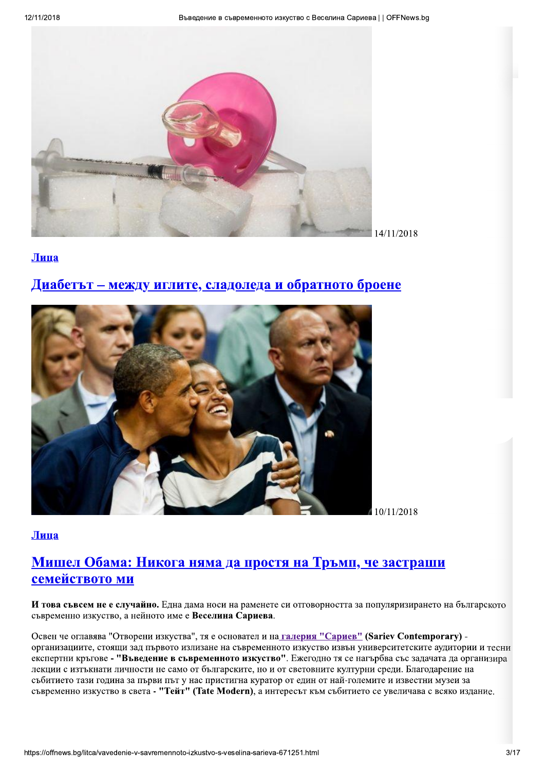14/11/2018

[Лица](#)

## [Диабетът – между иглите, сладоледа и обратното броене](#)

10/11/2018

[Лица](#)

## [Мишел Обама: Никога няма да простя на Тръмп, че застраши семейството ми](#)

**И това съвсем не е случайно.** Една дама носи на раменете си отговорността за популяризирането на българското съвременно изкуство, а нейното име е **Веселина Сариева**.

Освен че оглавява "Отворени изкуства", тя е основател и на [галерия "Сариев"](#) **(Sariev Contemporary)** - организациите, стоящи зад първото излизане на съвременното изкуство извън университетските аудитории и тесни експертни кръгове - **"Въведение в съвременното изкуство"**. Ежегодно тя се нагърбва със задачата да организира лекции с изтъкнати личности не само от българските, но и от световните културни среди. Благодарение на събитието тази година за първи път у нас пристигна куратор от един от най-големите и известни музеи за съвременно изкуство в света - **"Тейт" (Tate Modern)**, а интересът към събитието се увеличава с всяко издание.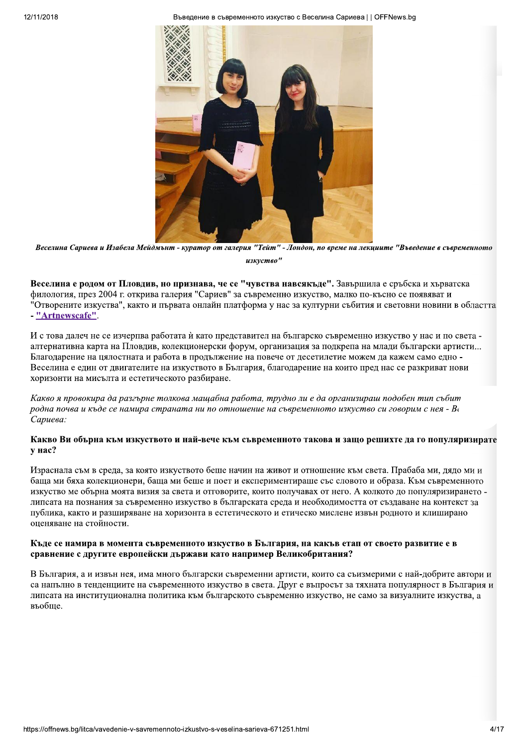*Веселина Сариева и Изабела Мейдмънт - куратор от галерия "Тейт" - Лондон, по време на лекциите "Въведение в съвременното изкуство"*

**Веселина е родом от Пловдив, но признава, че се "чувства навсякъде".** Завършила е сръбска и хърватска филология, през 2004 г. открива галерия "Сариев" за съвременно изкуство, малко по-късно се появяват и "Отворените изкуства", както и първата онлайн платформа у нас за културни събития и световни новини в областта - **"Artnewscafe"**.

И с това далеч не се изчерпва работата ѝ като представител на българско съвременно изкуство у нас и по света - алтернативна карта на Пловдив, колекционерски форум, организация за подкрепа на млади български артисти... Благодарение на цялостната и работа в продължение на повече от десетилетие можем да кажем само едно - Веселина е един от двигателите на изкуството в България, благодарение на които пред нас се разкриват нови хоризонти на мисълта и естетическото разбиране.

*Какво я провокира да разгърне толкова мащабна работа, трудно ли е да организираш подобен тип събит родна почва и къде се намира страната ни по отношение на съвременното изкуство си говорим с нея - В Сариева:*

**Какво Ви обърна към изкуството и най-вече към съвременното такова и защо решихте да го популяризирате у нас?**

Израснала съм в среда, за която изкуството беше начин на живот и отношение към света. Прабаба ми, дядо ми и баща ми бяха колекционери, баща ми беше и поет и експериментираше със словото и образа. Към съвременното изкуство ме обърна моята визия за света и отговорите, които получавах от него. А колкото до популяризирането - липсата на познания за съвременно изкуство в българската среда и необходимостта от създаване на контекст за публика, както и разширяване на хоризонта в естетическото и етическо мислене извън родното и клиширано оценяване на стойности.

**Къде се намира в момента съвременното изкуство в България, на какъв етап от своето развитие е в сравнение с другите европейски държави като например Великобритания?**

В България, а и извън нея, има много български съвременни артисти, които са съизмерими с най-добрите автори и са напълно в тенденциите на съвременното изкуство в света. Друг е въпросът за тяхната популярност в България и липсата на институционална политика към българското съвременно изкуство, не само за визуалните изкуства, а въобще.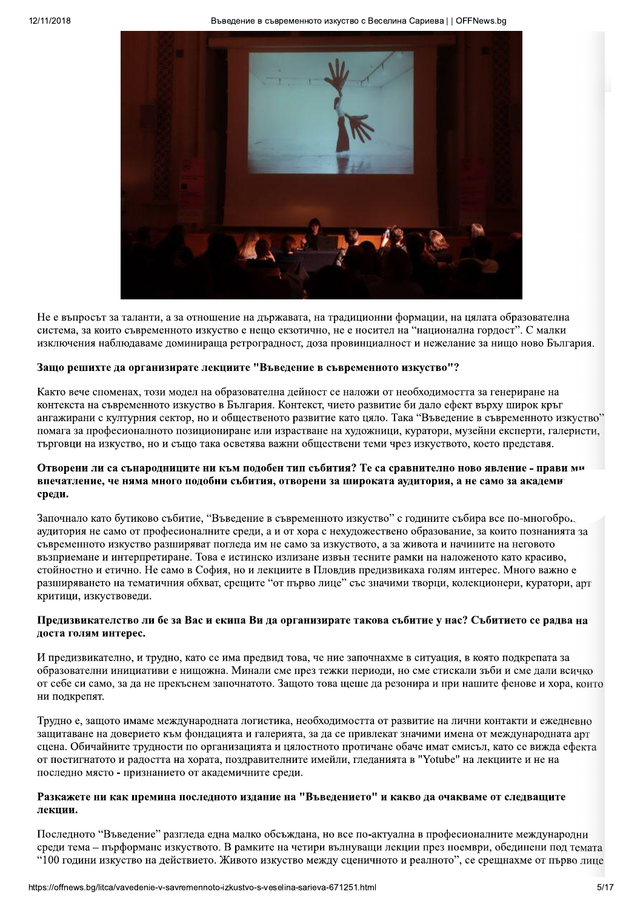Не е въпросът за таланти, а за отношение на държавата, на традиционни формации, на цялата образователна система, за които съвременното изкуство е нещо екзотично, не е носител на "национална гордост". С малки изключения наблюдаваме доминираща ретроградност, доза провинциалност и нежелание за нищо ново България.

**Защо решихте да организирате лекциите "Въведение в съвременното изкуство"?**

Както вече споменах, този модел на образователна дейност се наложи от необходимостта за генериране на контекста на съвременното изкуство в България. Контекст, чието развитие би дало ефект върху широк кръг ангажирани с културния сектор, но и общественото развитие като цяло. Така "Въведение в съвременното изкуство" помага за професионалното позициониране или израстване на художници, куратори, музейни експерти, галеристи, търговци на изкуство, но и също така осветява важни обществени теми чрез изкуството, което представя.

**Отворени ли са сънародниците ни към подобен тип събития? Те са сравнително ново явление - прави ми впечатление, че няма много подобни събития, отворени за широката аудитория, а не само за академи среди.**

Започнало като бутиково събитие, "Въведение в съвременното изкуство" с годините събира все по-многобро аудитория не само от професионалните среди, а и от хора с нехудожествено образование, за които познанията за съвременното изкуство разширяват погледа им не само за изкуството, а за живота и начините на неговото възприемане и интерпретиране. Това е истинско излизане извън тесните рамки на наложеното като красиво, стойностно и етично. Не само в София, но и лекциите в Пловдив предизвикаха голям интерес. Много важно е разширяването на тематичния обхват, срещите "от първо лице" със значими творци, колекционери, куратори, арт критици, изкуствоведи.

**Предизвикателство ли бе за Вас и екипа Ви да организирате такова събитие у нас? Събитието се радва на доста голям интерес.**

И предизвикателно, и трудно, като се има предвид това, че ние започнахме в ситуация, в която подкрепата за образователни инициативи е нищожна. Минали сме през тежки периоди, но сме стискали зъби и сме дали всичко от себе си само, за да не прекъснем започнатото. Защото това щеше да резонира и при нашите фенове и хора, които ни подкрепят.

Трудно е, защото имаме международната логистика, необходимостта от развитие на лични контакти и ежедневно защитаване на доверието към фондацията и галерията, за да се привлекат значими имена от международната арт сцена. Обичайните трудности по организацията и цялостното протичане обаче имат смисъл, като се вижда ефекта от постигнатото и радостта на хората, поздравителните имейли, гледанията в "Yotube" на лекциите и не на последно място - признанието от академичните среди.

**Разкажете ни как премина последното издание на "Въведението" и какво да очакваме от следващите лекции.**

Последното "Въведение" разгледа една малко обсъждана, но все по-актуална в професионалните международни среди тема – пърформанс изкуството. В рамките на четири вълнуващи лекции през ноември, обединени под темата "100 години изкуство на действието. Живото изкуство между сценичното и реалното", се срещнахме от първо лице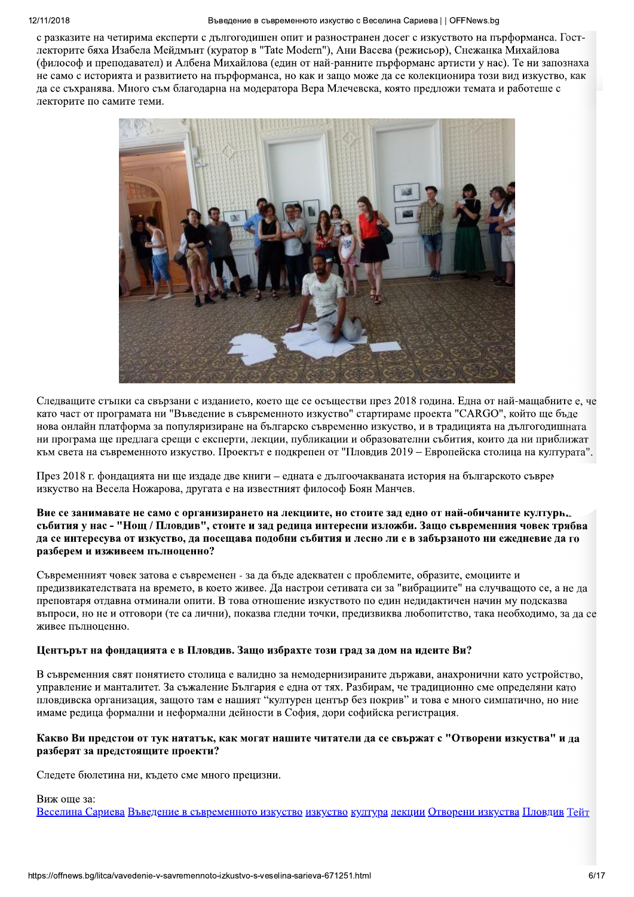с разказите на четирима експерти с дългогодишен опит и разностранен досег с изкуството на пърформанса. Гост-лекторите бяха Изабела Мейдмънт (куратор в "Tate Modern"), Ани Васева (режисьор), Снежанка Михайлова (философ и преподавател) и Албена Михайлова (един от най-ранните пърформанс артисти у нас). Те ни запознаха не само с историята и развитието на пърформанса, но как и защо може да се колекционира този вид изкуство, как да се съхранява. Много съм благодарна на модератора Вера Млечевска, която предложи темата и работеше с лекторите по самите теми.

Следващите стъпки са свързани с изданието, което ще се осъществи през 2018 година. Една от най-мащабните е, че като част от програмата ни "Въведение в съвременното изкуство" стартираме проекта "CARGO", който ще бъде нова онлайн платформа за популяризиране на българско съвременно изкуство, и в традицията на дългогодишната ни програма ще предлага срещи с експерти, лекции, публикации и образователни събития, които да ни приближат към света на съвременното изкуство. Проектът е подкрепен от "Пловдив 2019 – Европейска столица на културата".

През 2018 г. фондацията ни ще издаде две книги – едната е дългоочакваната история на българското съвре[м] изкуство на Весела Ножарова, другата е на известният философ Боян Манчев.

**Вие се занимавате не само с организирането на лекциите, но стоите зад едно от най-обичаните културн[и] събития у нас - "Нощ / Пловдив", стоите и зад редица интересни изложби. Защо съвременния човек трябва да се интересува от изкуство, да посещава подобни събития и лесно ли е в забързаното ни ежедневие да го разберем и изживеем пълноценно?**

Съвременният човек затова е съвременен - за да бъде адекватен с проблемите, образите, емоциите и предизвикателствата на времето, в което живее. Да настрои сетивата си за "вибрациите" на случващото се, а не да преповтаря отдавна отминали опити. В това отношение изкуството по един недидактичен начин му подсказва въпроси, но не и отговори (те са лични), показва гледни точки, предизвиква любопитство, така необходимо, за да се живее пълноценно.

**Центърът на фондацията е в Пловдив. Защо избрахте този град за дом на идеите Ви?**

В съвременния свят понятието столица е валидно за немодернизираните държави, анахронични като устройство, управление и манталитет. За съжаление България е една от тях. Разбирам, че традиционно сме определяни като пловдивска организация, защото там е нашият "културен център без покрив" и това е много симпатично, но ние имаме редица формални и неформални дейности в София, дори софийска регистрация.

**Какво Ви предстои от тук нататък, как могат нашите читатели да се свържат с "Отворени изкуства" и да разберат за предстоящите проекти?**

Следете бюлетина ни, където сме много прецизни.

Виж още за:
Веселина Сариева Въведение в съвременното изкуство изкуство култура лекции Отворени изкуства Пловдив Тейт